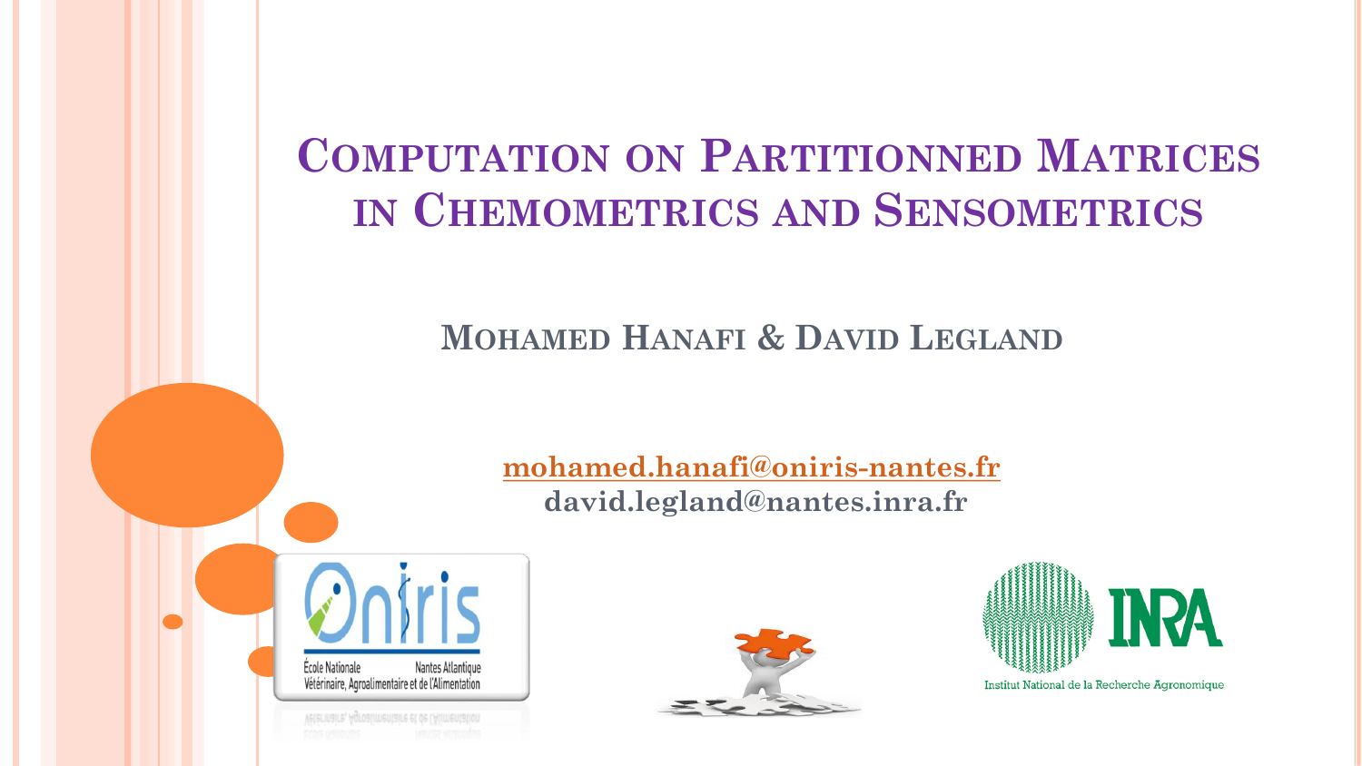# Computation on Partitionned Matrices in Chemometrics and Sensometrics

## Mohamed Hanafi & David Legland

mohamed.hanafi@oniris-nantes.fr
david.legland@nantes.inra.fr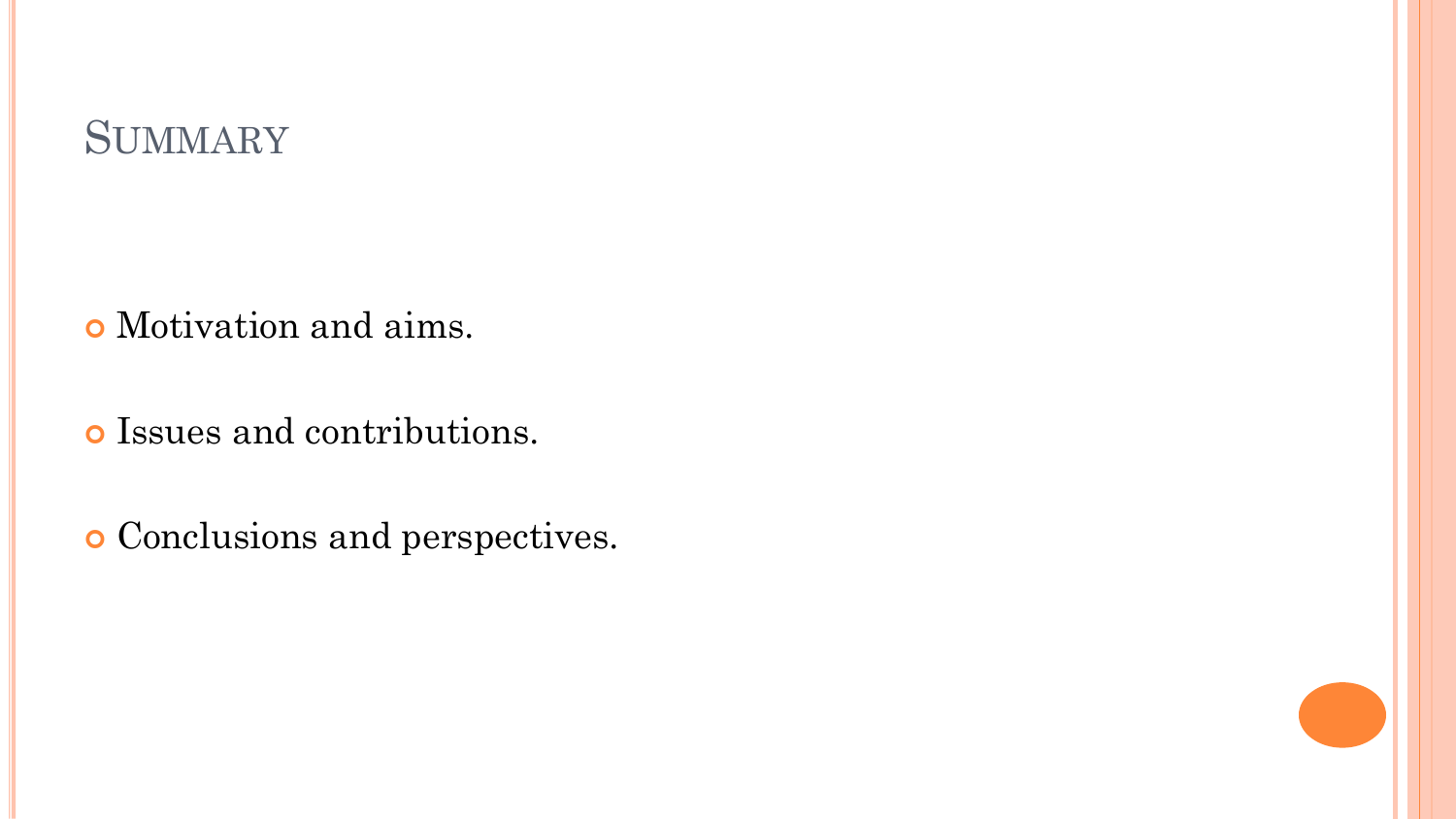# Summary

- Motivation and aims.
- Issues and contributions.
- Conclusions and perspectives.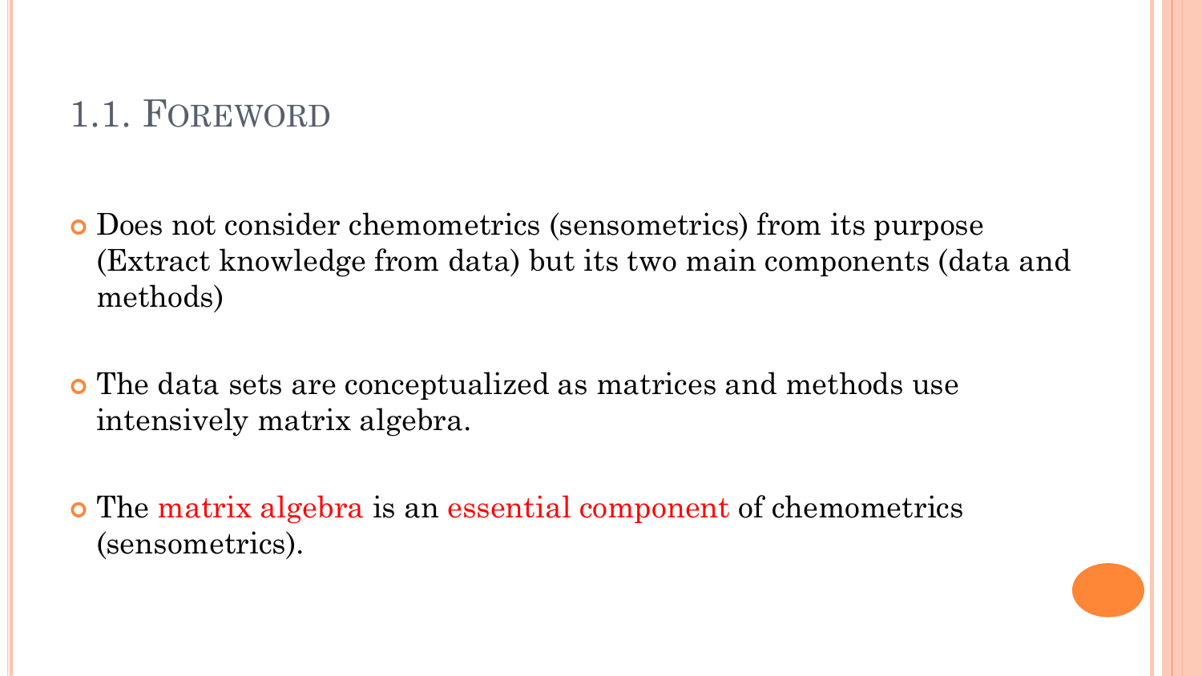## 1.1. Foreword

- Does not consider chemometrics (sensometrics) from its purpose (Extract knowledge from data) but its two main components (data and methods)

- The data sets are conceptualized as matrices and methods use intensively matrix algebra.

- The matrix algebra is an essential component of chemometrics (sensometrics).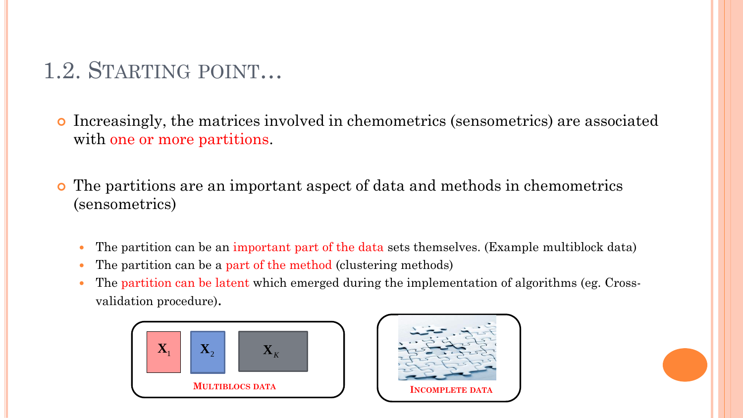# 1.2. Starting point…

- Increasingly, the matrices involved in chemometrics (sensometrics) are associated with one or more partitions.

- The partitions are an important aspect of data and methods in chemometrics (sensometrics)

  - The partition can be an important part of the data sets themselves. (Example multiblock data)
  - The partition can be a part of the method (clustering methods)
  - The partition can be latent which emerged during the implementation of algorithms (eg. Cross-validation procedure).

$\mathbf{X}_1$ $\mathbf{X}_2$ $\mathbf{X}_K$

MULTIBLOCS DATA

INCOMPLETE DATA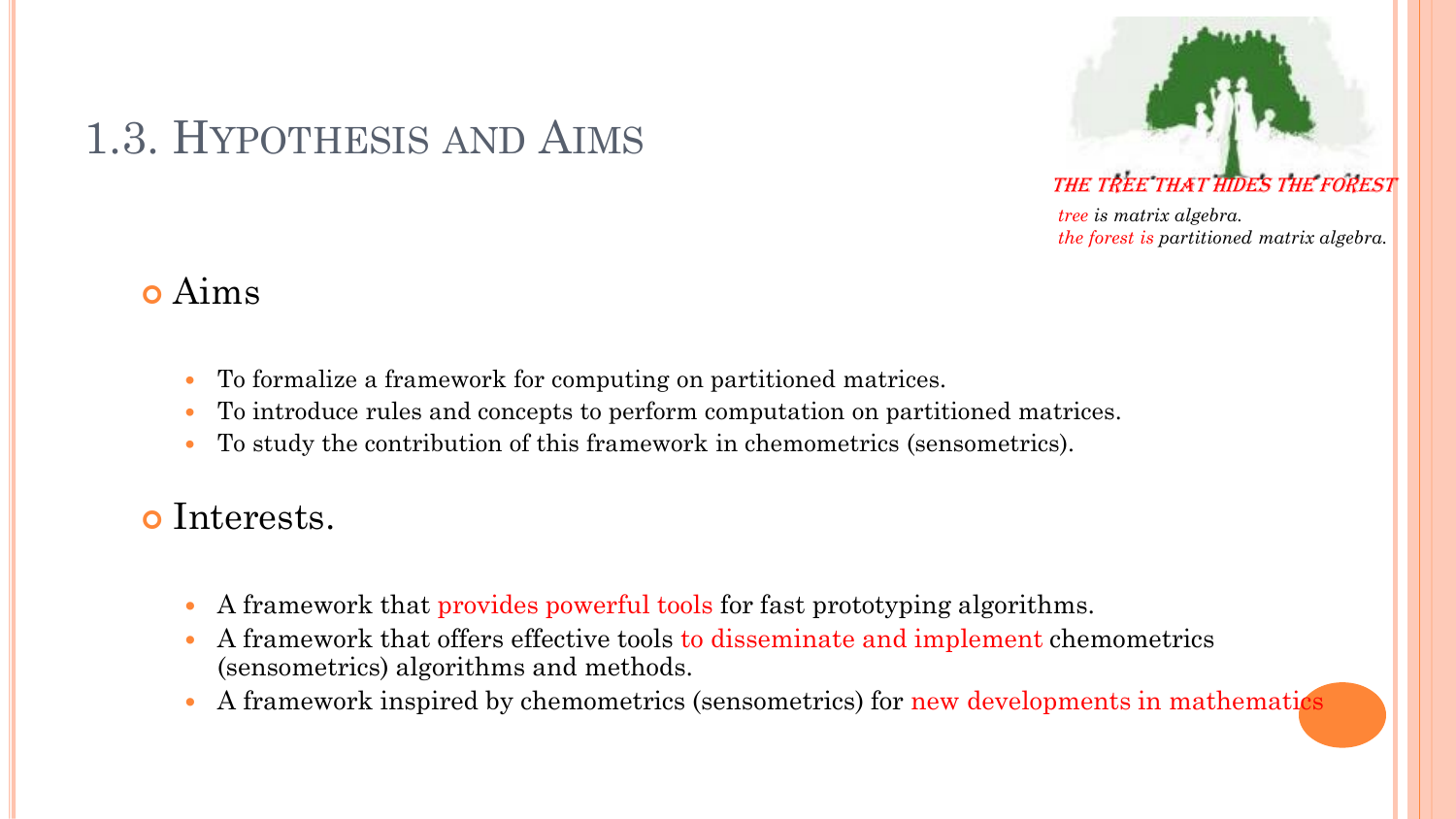# 1.3. Hypothesis and Aims

*THE TREE THAT HIDES THE FOREST*

*tree is matrix algebra.*
*the forest is partitioned matrix algebra.*

- Aims
  - To formalize a framework for computing on partitioned matrices.
  - To introduce rules and concepts to perform computation on partitioned matrices.
  - To study the contribution of this framework in chemometrics (sensometrics).

- Interests.
  - A framework that provides powerful tools for fast prototyping algorithms.
  - A framework that offers effective tools to disseminate and implement chemometrics (sensometrics) algorithms and methods.
  - A framework inspired by chemometrics (sensometrics) for new developments in mathematics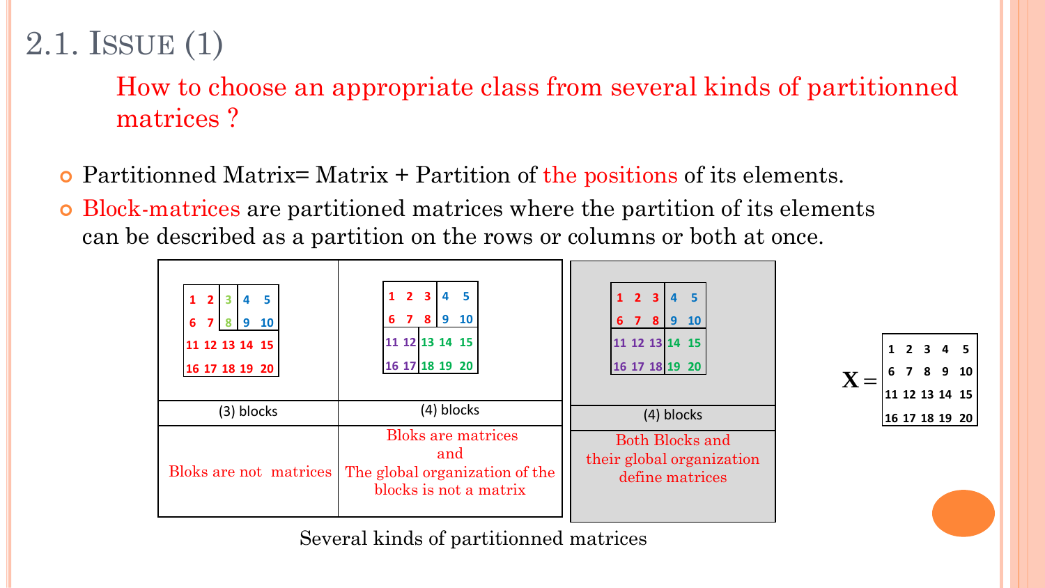## 2.1. Issue (1)

How to choose an appropriate class from several kinds of partitionned matrices ?

- Partitionned Matrix= Matrix + Partition of the positions of its elements.
- Block-matrices are partitioned matrices where the partition of its elements can be described as a partition on the rows or columns or both at once.

| (3) blocks | (4) blocks | (4) blocks |
|---|---|---|
| Bloks are not matrices | Bloks are matrices and The global organization of the blocks is not a matrix | Both Blocks and their global organization define matrices |

Several kinds of partitionned matrices

$$\mathbf{X} = \begin{bmatrix} 1 & 2 & 3 & 4 & 5 \\ 6 & 7 & 8 & 9 & 10 \\ 11 & 12 & 13 & 14 & 15 \\ 16 & 17 & 18 & 19 & 20 \end{bmatrix}$$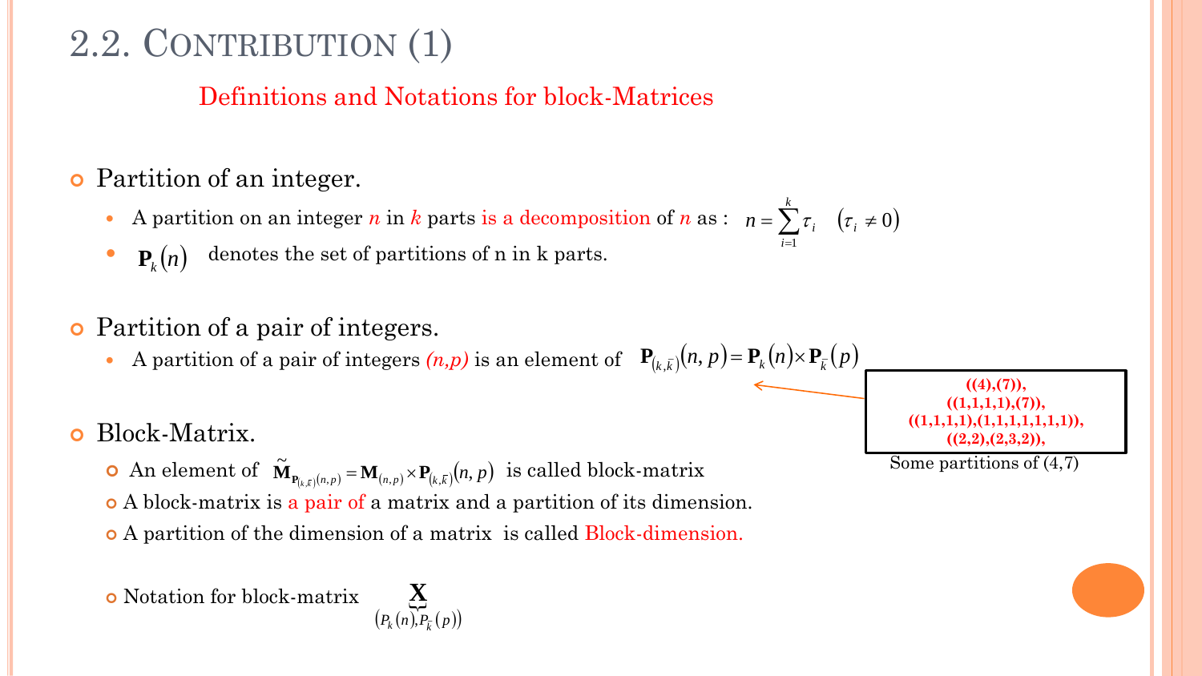# 2.2. Contribution (1)

## Definitions and Notations for block-Matrices

- **Partition of an integer.**
  - A partition on an integer $n$ in $k$ parts is a decomposition of $n$ as : $n = \sum_{i=1}^{k} \tau_i \quad (\tau_i \neq 0)$
  - $\mathbf{P}_k(n)$ denotes the set of partitions of n in k parts.

- **Partition of a pair of integers.**
  - A partition of a pair of integers *(n,p)* is an element of $\mathbf{P}_{(k,\bar{k})}(n,p) = \mathbf{P}_k(n) \times \mathbf{P}_{\bar{k}}(p)$

((4),(7)),
((1,1,1,1),(7)),
((1,1,1,1),(1,1,1,1,1,1,1)),
((2,2),(2,3,2)),

Some partitions of (4,7)

- **Block-Matrix.**
  - An element of $\tilde{\mathbf{M}}_{\mathbf{P}_{(k,\bar{k})}(n,p)} = \mathbf{M}_{(n,p)} \times \mathbf{P}_{(k,\bar{k})}(n,p)$ is called block-matrix
  - A block-matrix is a pair of a matrix and a partition of its dimension.
  - A partition of the dimension of a matrix is called Block-dimension.
  - Notation for block-matrix $\underbrace{\mathbf{X}}_{(P_k(n), P_{\bar{k}}(p))}$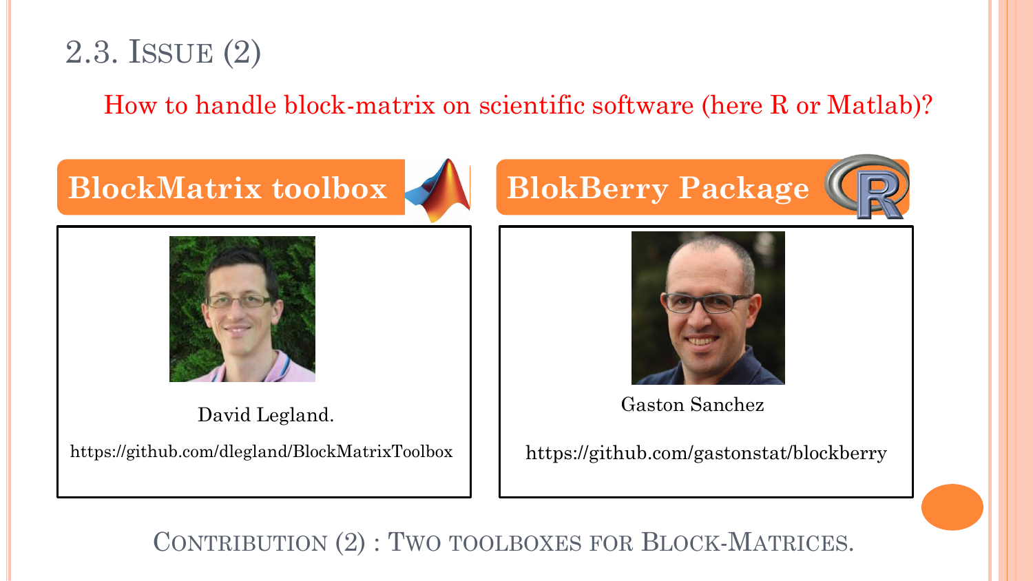## 2.3. Issue (2)

How to handle block-matrix on scientific software (here R or Matlab)?

**BlockMatrix toolbox**

David Legland.

https://github.com/dlegland/BlockMatrixToolbox

**BlokBerry Package**

Gaston Sanchez

https://github.com/gastonstat/blockberry

Contribution (2) : Two toolboxes for Block-Matrices.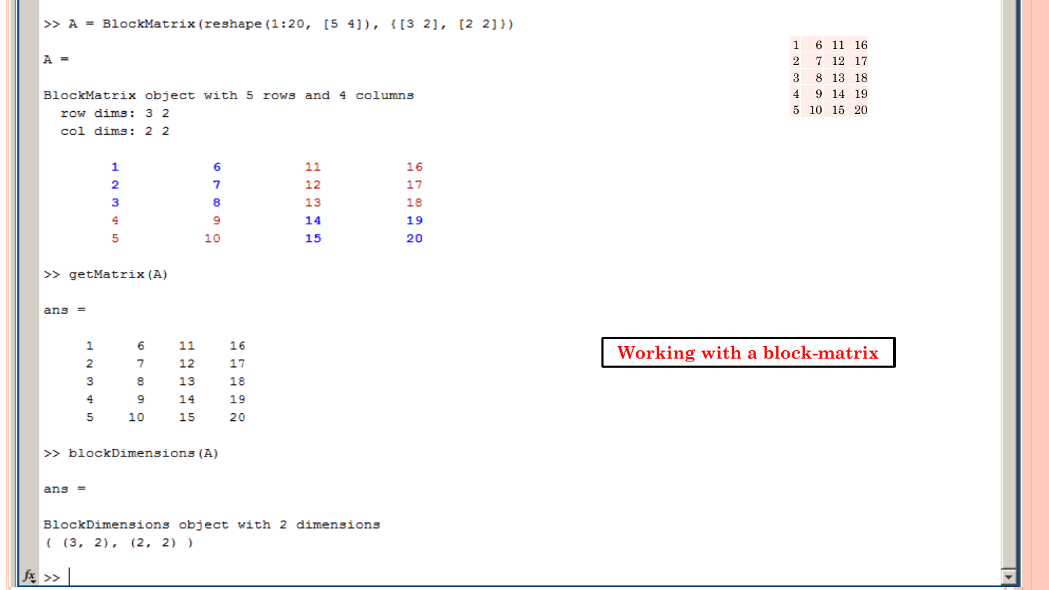## Working with a block-matrix

```
>> A = BlockMatrix(reshape(1:20, [5 4]), {[3 2], [2 2]})

A =

BlockMatrix object with 5 rows and 4 columns
  row dims: 3 2
  col dims: 2 2

        1          6         11         16
        2          7         12         17
        3          8         13         18
        4          9         14         19
        5         10         15         20

>> getMatrix(A)

ans =

     1     6    11    16
     2     7    12    17
     3     8    13    18
     4     9    14    19
     5    10    15    20

>> blockDimensions(A)

ans =

BlockDimensions object with 2 dimensions
( (3, 2), (2, 2) )

>> 
```

| | | | |
|---|---|---|---|
| 1 | 6 | 11 | 16 |
| 2 | 7 | 12 | 17 |
| 3 | 8 | 13 | 18 |
| 4 | 9 | 14 | 19 |
| 5 | 10 | 15 | 20 |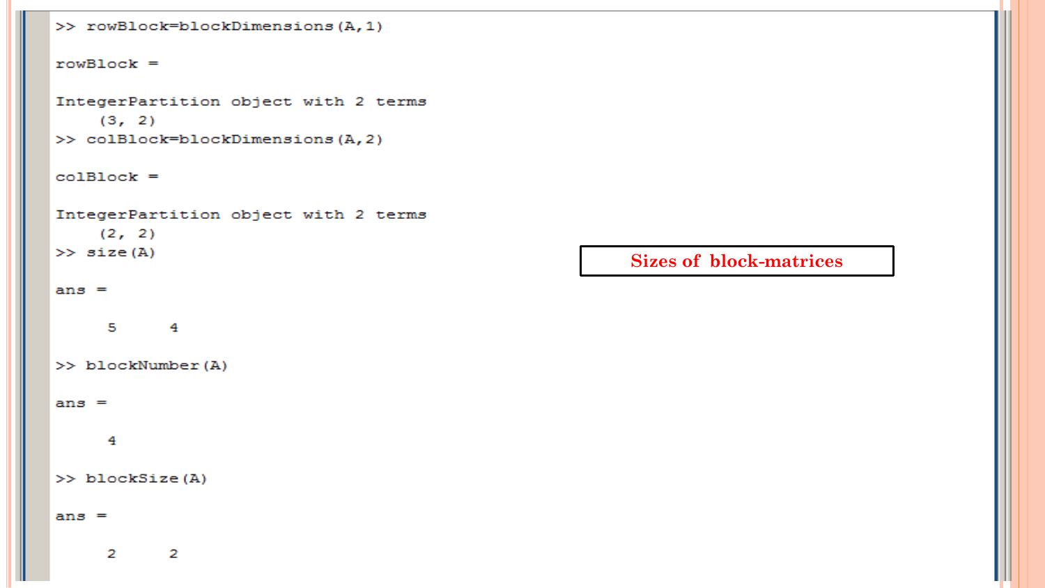```
>> rowBlock=blockDimensions(A,1)

rowBlock =

IntegerPartition object with 2 terms
     (3, 2)
>> colBlock=blockDimensions(A,2)

colBlock =

IntegerPartition object with 2 terms
     (2, 2)
>> size(A)

ans =

     5     4

>> blockNumber(A)

ans =

     4

>> blockSize(A)

ans =

     2     2
```

**Sizes of block-matrices**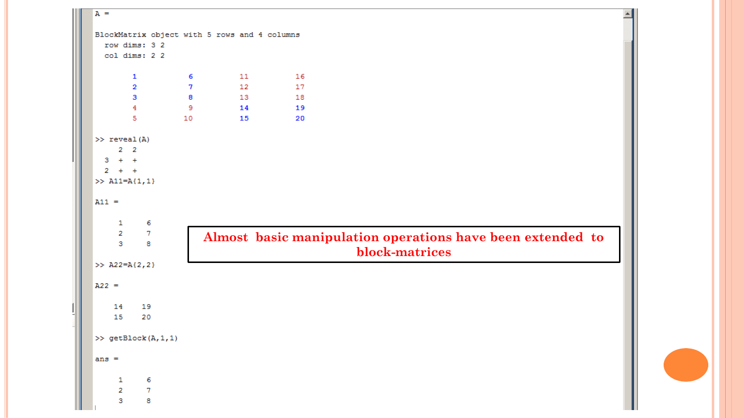```
A =

BlockMatrix object with 5 rows and 4 columns
  row dims: 3 2
  col dims: 2 2

        1          6          11          16
        2          7          12          17
        3          8          13          18
        4          9          14          19
        5         10          15          20

>> reveal(A)
     2  2
  3  +  +
  2  +  +
>> A11=A{1,1}

A11 =

     1     6
     2     7
     3     8

>> A22=A{2,2}

A22 =

    14    19
    15    20

>> getBlock(A,1,1)

ans =

     1     6
     2     7
     3     8
```

**Almost basic manipulation operations have been extended to block-matrices**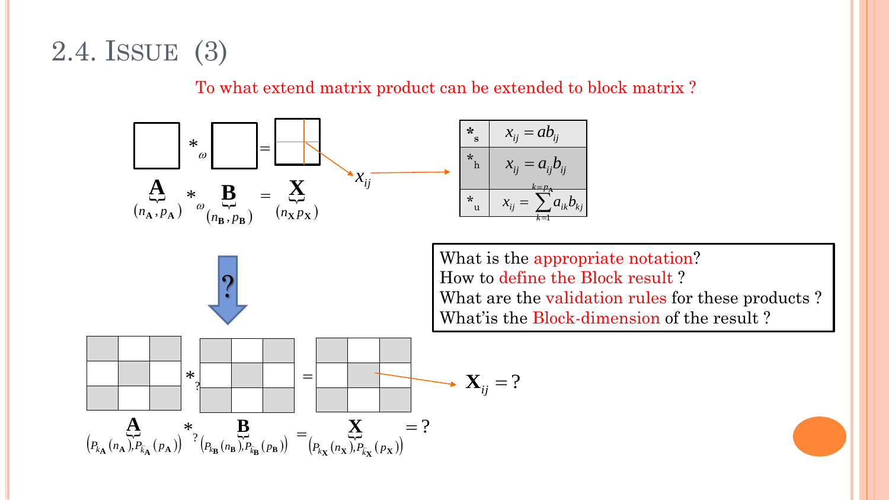# 2.4. Issue (3)

To what extend matrix product can be extended to block matrix ?

$$\underbrace{\mathbf{A}}_{(n_{\mathbf{A}},\, p_{\mathbf{A}})} *_{\omega} \underbrace{\mathbf{B}}_{(n_{\mathbf{B}},\, p_{\mathbf{B}})} = \underbrace{\mathbf{X}}_{(n_{\mathbf{X}}\, p_{\mathbf{X}})}$$

$x_{ij}$

| | |
|---|---|
| $*_{s}$ | $x_{ij} = ab_{ij}$ |
| $*_{h}$ | $x_{ij} = a_{ij} b_{ij}$ |
| $*_{u}$ | $x_{ij} = \sum_{k=1}^{k=p_{\mathbf{A}}} a_{ik} b_{kj}$ |

?

What is the appropriate notation?
How to define the Block result ?
What are the validation rules for these products ?
What's the Block-dimension of the result ?

$$\underbrace{\mathbf{A}}_{\left(P_{k_{\mathbf{A}}}(n_{\mathbf{A}}),\, P_{\bar{k}_{\mathbf{A}}}(p_{\mathbf{A}})\right)} *_{?} \underbrace{\mathbf{B}}_{\left(P_{k_{\mathbf{B}}}(n_{\mathbf{B}}),\, P_{\bar{k}_{\mathbf{B}}}(p_{\mathbf{B}})\right)} = \underbrace{\mathbf{X}}_{\left(P_{k_{\mathbf{X}}}(n_{\mathbf{X}}),\, P_{\bar{k}_{\mathbf{X}}}(p_{\mathbf{X}})\right)} = ?$$

$\mathbf{X}_{ij} = ?$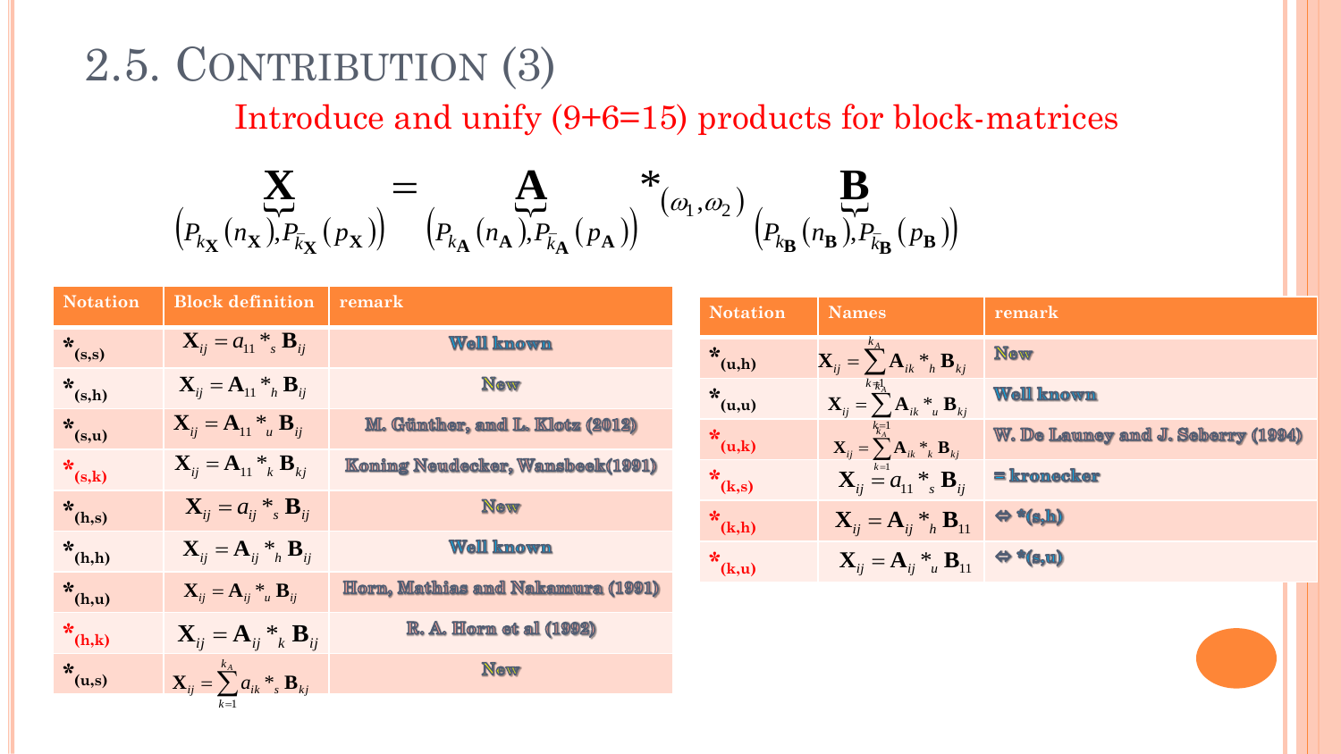# 2.5. Contribution (3)

Introduce and unify (9+6=15) products for block-matrices

$$\underbrace{\mathbf{X}}_{\left(P_{k_{\mathbf{X}}}(n_{\mathbf{X}}),P_{\bar{k}_{\mathbf{X}}}(p_{\mathbf{X}})\right)} = \underbrace{\mathbf{A}}_{\left(P_{k_{\mathbf{A}}}(n_{\mathbf{A}}),P_{\bar{k}_{\mathbf{A}}}(p_{\mathbf{A}})\right)} *_{(\omega_1,\omega_2)} \underbrace{\mathbf{B}}_{\left(P_{k_{\mathbf{B}}}(n_{\mathbf{B}}),P_{\bar{k}_{\mathbf{B}}}(p_{\mathbf{B}})\right)}$$

| Notation | Block definition | remark |
|---|---|---|
| $*_{(s,s)}$ | $\mathbf{X}_{ij} = a_{11} *_s \mathbf{B}_{ij}$ | Well known |
| $*_{(s,h)}$ | $\mathbf{X}_{ij} = \mathbf{A}_{11} *_h \mathbf{B}_{ij}$ | New |
| $*_{(s,u)}$ | $\mathbf{X}_{ij} = \mathbf{A}_{11} *_u \mathbf{B}_{ij}$ | M. Günther, and L. Klotz (2012) |
| $*_{(s,k)}$ | $\mathbf{X}_{ij} = \mathbf{A}_{11} *_k \mathbf{B}_{kj}$ | Koning Neudecker, Wansbeek(1991) |
| $*_{(h,s)}$ | $\mathbf{X}_{ij} = a_{ij} *_s \mathbf{B}_{ij}$ | New |
| $*_{(h,h)}$ | $\mathbf{X}_{ij} = \mathbf{A}_{ij} *_h \mathbf{B}_{ij}$ | Well known |
| $*_{(h,u)}$ | $\mathbf{X}_{ij} = \mathbf{A}_{ij} *_u \mathbf{B}_{ij}$ | Horn, Mathias and Nakamura (1991) |
| $*_{(h,k)}$ | $\mathbf{X}_{ij} = \mathbf{A}_{ij} *_k \mathbf{B}_{ij}$ | R. A. Horn et al (1992) |
| $*_{(u,s)}$ | $\mathbf{X}_{ij} = \sum_{k=1}^{k_A} a_{ik} *_s \mathbf{B}_{kj}$ | New |

| Notation | Names | remark |
|---|---|---|
| $*_{(u,h)}$ | $\mathbf{X}_{ij} = \sum_{k=1}^{k_A} \mathbf{A}_{ik} *_h \mathbf{B}_{kj}$ | New |
| $*_{(u,u)}$ | $\mathbf{X}_{ij} = \sum_{k=1}^{k_A} \mathbf{A}_{ik} *_u \mathbf{B}_{kj}$ | Well known |
| $*_{(u,k)}$ | $\mathbf{X}_{ij} = \sum_{k=1}^{k_A} \mathbf{A}_{ik} *_k \mathbf{B}_{kj}$ | W. De Launey and J. Seberry (1994) |
| $*_{(k,s)}$ | $\mathbf{X}_{ij} = a_{11} *_s \mathbf{B}_{ij}$ | = kronecker |
| $*_{(k,h)}$ | $\mathbf{X}_{ij} = \mathbf{A}_{ij} *_h \mathbf{B}_{11}$ | ⇔ *(s,h) |
| $*_{(k,u)}$ | $\mathbf{X}_{ij} = \mathbf{A}_{ij} *_u \mathbf{B}_{11}$ | ⇔ *(s,u) |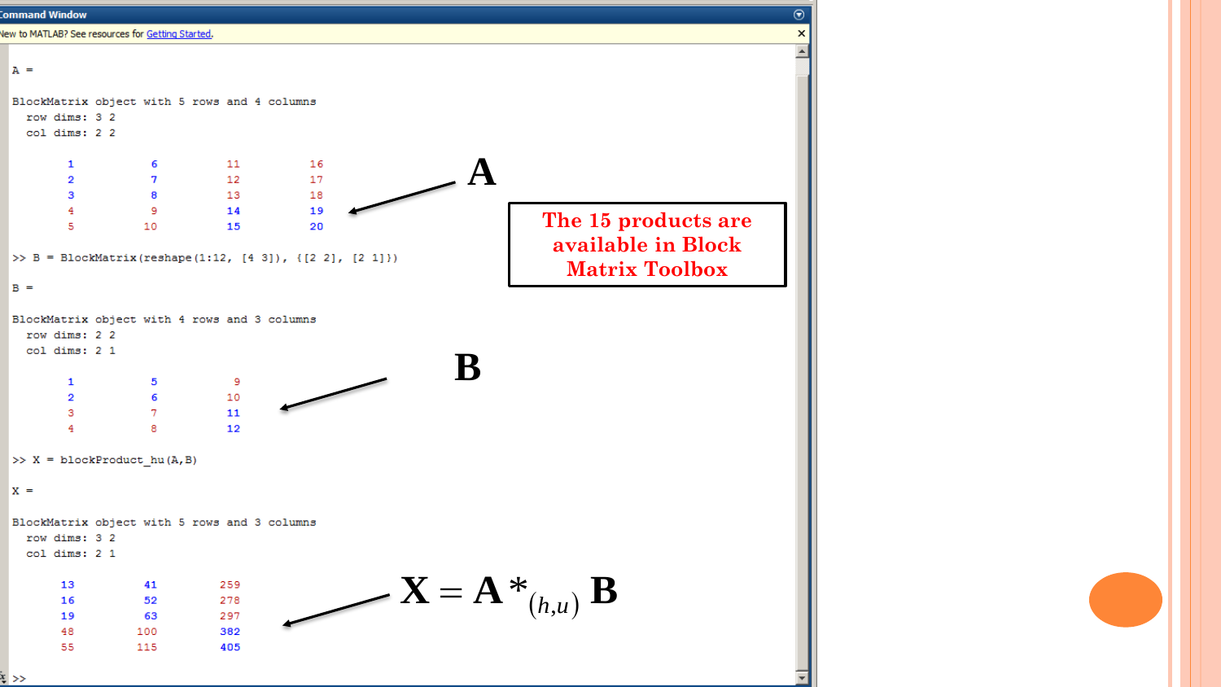Command Window

New to MATLAB? See resources for Getting Started.

```
A =

BlockMatrix object with 5 rows and 4 columns
  row dims: 3 2
  col dims: 2 2

       1         6        11        16
       2         7        12        17
       3         8        13        18
       4         9        14        19
       5        10        15        20

>> B = BlockMatrix(reshape(1:12, [4 3]), {[2 2], [2 1]})

B =

BlockMatrix object with 4 rows and 3 columns
  row dims: 2 2
  col dims: 2 1

       1         5         9
       2         6        10
       3         7        11
       4         8        12

>> X = blockProduct_hu(A,B)

X =

BlockMatrix object with 5 rows and 3 columns
  row dims: 3 2
  col dims: 2 1

      13        41       259
      16        52       278
      19        63       297
      48       100       382
      55       115       405

>>
```

**A**

**B**

**The 15 products are available in Block Matrix Toolbox**

$$\mathbf{X} = \mathbf{A} *_{(h,u)} \mathbf{B}$$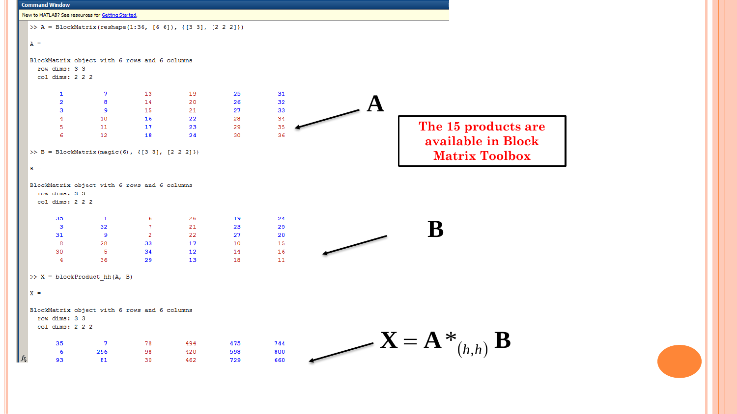```
Command Window
New to MATLAB? See resources for Getting Started.

>> A = BlockMatrix(reshape(1:36, [6 6]), {[3 3], [2 2 2]})

A =

BlockMatrix object with 6 rows and 6 columns
  row dims: 3 3
  col dims: 2 2 2

     1     7    13    19    25    31
     2     8    14    20    26    32
     3     9    15    21    27    33
     4    10    16    22    28    34
     5    11    17    23    29    35
     6    12    18    24    30    36

>> B = BlockMatrix(magic(6), {[3 3], [2 2 2]})

B =

BlockMatrix object with 6 rows and 6 columns
  row dims: 3 3
  col dims: 2 2 2

    35     1     6    26    19    24
     3    32     7    21    23    25
    31     9     2    22    27    20
     8    28    33    17    10    15
    30     5    34    12    14    16
     4    36    29    13    18    11

>> X = blockProduct_hh(A, B)

X =

BlockMatrix object with 6 rows and 6 columns
  row dims: 3 3
  col dims: 2 2 2

    35     7    78   494   475   744
     6   256    98   420   598   800
    93    81    30   462   729   660
```

**A**

**B**

$$\mathbf{X} = \mathbf{A} *_{(h,h)} \mathbf{B}$$

**The 15 products are available in Block Matrix Toolbox**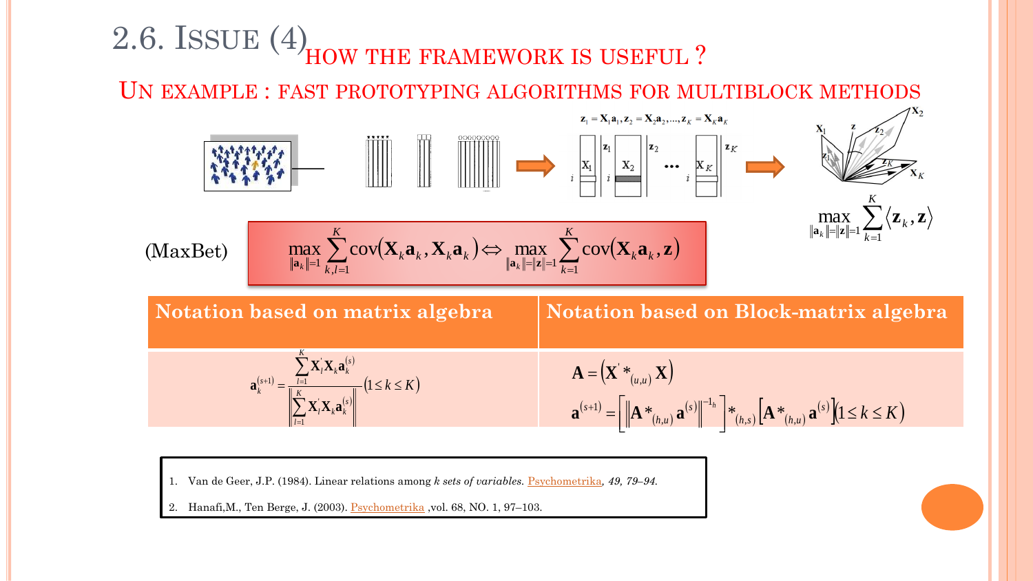# 2.6. Issue (4) How the framework is useful ?

## Un example : fast prototyping algorithms for multiblock methods

$\mathbf{z}_1 = \mathbf{X}_1\mathbf{a}_1, \mathbf{z}_2 = \mathbf{X}_2\mathbf{a}_2, \ldots, \mathbf{z}_K = \mathbf{X}_K\mathbf{a}_K$

$$\max_{\|\mathbf{a}_k\|=\|\mathbf{z}\|=1} \sum_{k=1}^{K} \langle \mathbf{z}_k, \mathbf{z} \rangle$$

(MaxBet)

$$\max_{\|\mathbf{a}_k\|=1} \sum_{k,l=1}^{K} \operatorname{cov}(\mathbf{X}_k\mathbf{a}_k, \mathbf{X}_k\mathbf{a}_k) \Leftrightarrow \max_{\|\mathbf{a}_k\|=\|\mathbf{z}\|=1} \sum_{k=1}^{K} \operatorname{cov}(\mathbf{X}_k\mathbf{a}_k, \mathbf{z})$$

| Notation based on matrix algebra | Notation based on Block-matrix algebra |
|---|---|
| $\mathbf{a}_k^{(s+1)} = \dfrac{\sum_{l=1}^{K} \mathbf{X}_l^{'}\mathbf{X}_k\mathbf{a}_k^{(s)}}{\left\Vert \sum_{l=1}^{K} \mathbf{X}_l^{'}\mathbf{X}_k\mathbf{a}_k^{(s)} \right\Vert} (1 \le k \le K)$ | $\mathbf{A} = \left(\mathbf{X}^{'} *_{(u,u)} \mathbf{X}\right)$ <br> $\mathbf{a}^{(s+1)} = \left[\left\Vert \mathbf{A} *_{(h,u)} \mathbf{a}^{(s)} \right\Vert^{-1_h}\right] *_{(h,s)} \left[\mathbf{A} *_{(h,u)} \mathbf{a}^{(s)}\right] (1 \le k \le K)$ |

1. Van de Geer, J.P. (1984). Linear relations among *k sets of variables*. Psychometrika, *49, 79–94.*
2. Hanafi,M., Ten Berge, J. (2003). Psychometrika ,vol. 68, NO. 1, 97–103.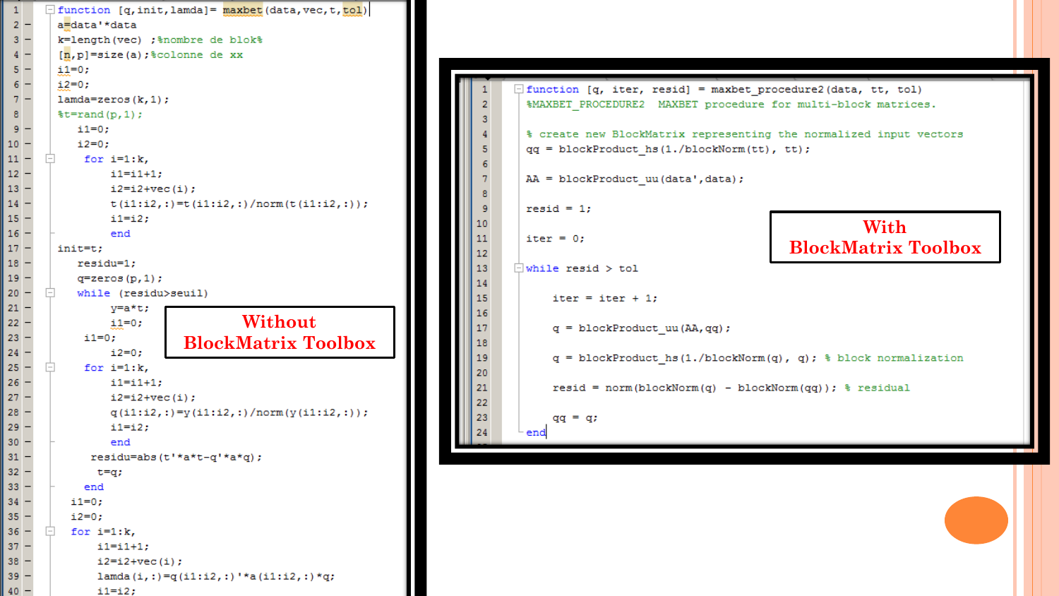```matlab
function [q,init,lamda]= maxbet(data,vec,t,tol)
a=data'*data
k=length(vec) ;%nombre de blok%
[n,p]=size(a);%colonne de xx
i1=0;
i2=0;
lamda=zeros(k,1);
%t=rand(p,1);
    i1=0;
    i2=0;
    for i=1:k,
        i1=i1+1;
        i2=i2+vec(i);
        t(i1:i2,:)=t(i1:i2,:)/norm(t(i1:i2,:));
        i1=i2;
        end
init=t;
    residu=1;
    q=zeros(p,1);
    while (residu>seuil)
        y=a*t;
        i1=0;
     i1=0;
        i2=0;
    for i=1:k,
        i1=i1+1;
        i2=i2+vec(i);
        q(i1:i2,:)=y(i1:i2,:)/norm(y(i1:i2,:));
        i1=i2;
        end
     residu=abs(t'*a*t-q'*a*q);
     t=q;
    end
  i1=0;
  i2=0;
  for i=1:k,
      i1=i1+1;
      i2=i2+vec(i);
      lamda(i,:)=q(i1:i2,:)'*a(i1:i2,:)*q;
      i1=i2;
```

**Without BlockMatrix Toolbox**

```matlab
function [q, iter, resid] = maxbet_procedure2(data, tt, tol)
%MAXBET_PROCEDURE2  MAXBET procedure for multi-block matrices.

% create new BlockMatrix representing the normalized input vectors
qq = blockProduct_hs(1./blockNorm(tt), tt);

AA = blockProduct_uu(data',data);

resid = 1;

iter = 0;

while resid > tol

    iter = iter + 1;

    q = blockProduct_uu(AA,qq);

    q = blockProduct_hs(1./blockNorm(q), q); % block normalization

    resid = norm(blockNorm(q) - blockNorm(qq)); % residual

    qq = q;

end
```

**With BlockMatrix Toolbox**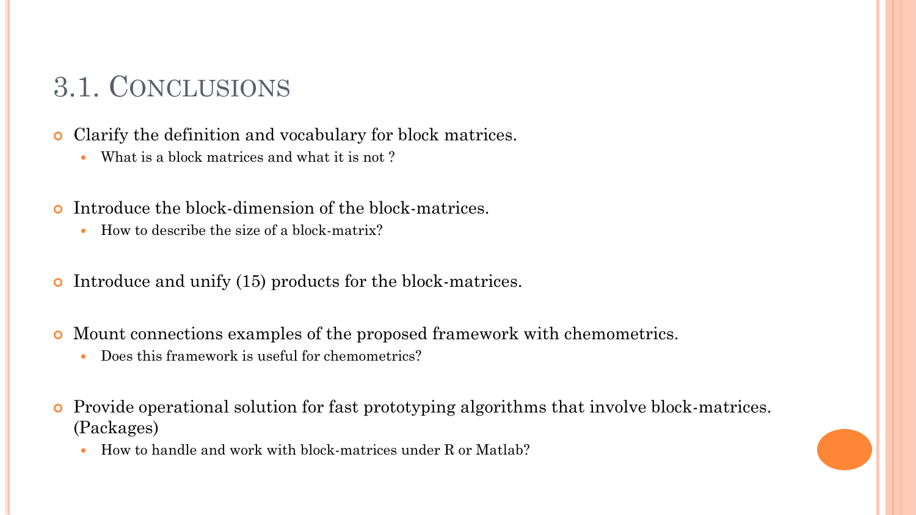# 3.1. Conclusions

- Clarify the definition and vocabulary for block matrices.
  - What is a block matrices and what it is not ?
- Introduce the block-dimension of the block-matrices.
  - How to describe the size of a block-matrix?
- Introduce and unify (15) products for the block-matrices.
- Mount connections examples of the proposed framework with chemometrics.
  - Does this framework is useful for chemometrics?
- Provide operational solution for fast prototyping algorithms that involve block-matrices. (Packages)
  - How to handle and work with block-matrices under R or Matlab?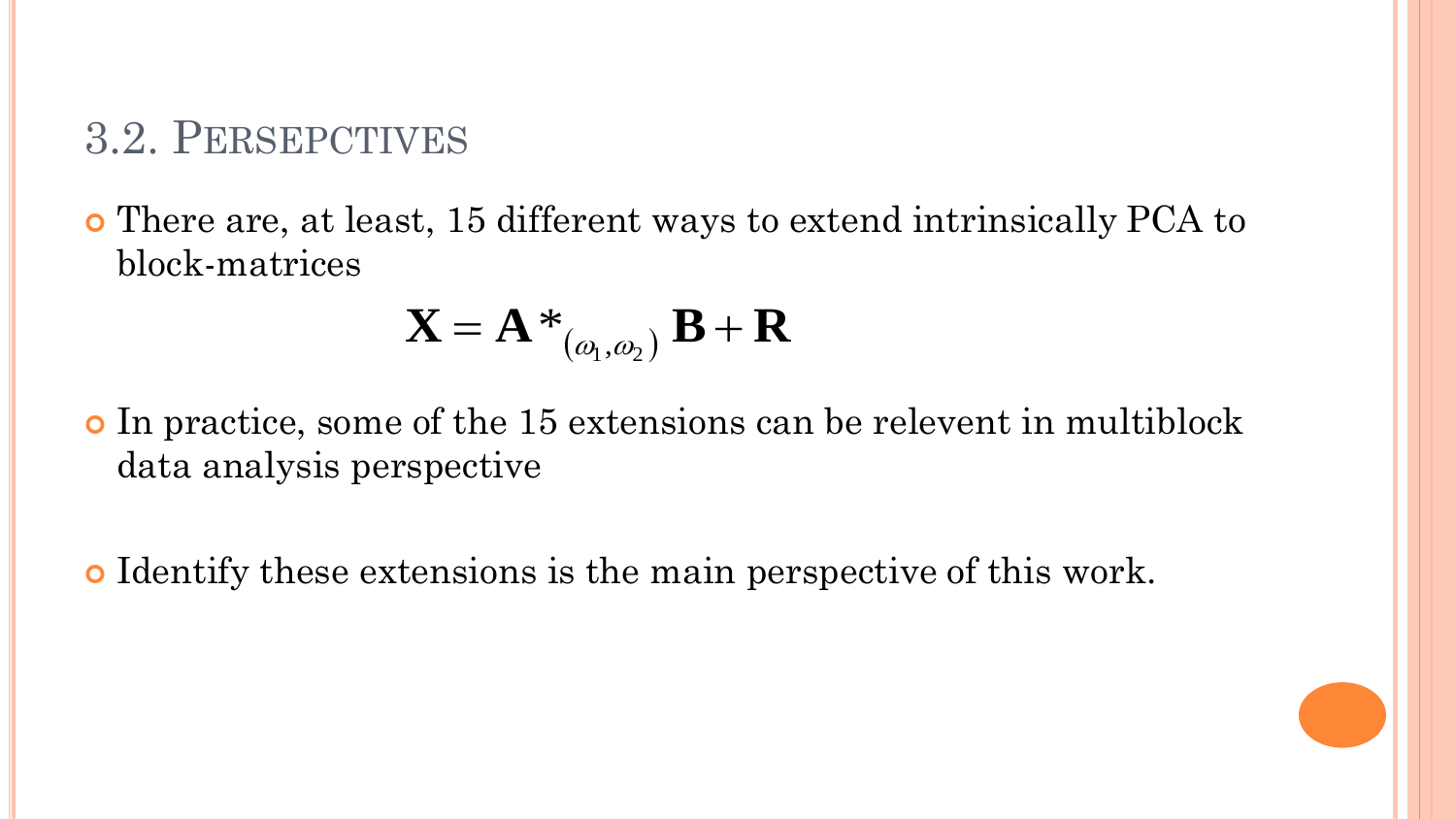## 3.2. Persepctives

- There are, at least, 15 different ways to extend intrinsically PCA to block-matrices

$$\mathbf{X} = \mathbf{A} *_{(\omega_1, \omega_2)} \mathbf{B} + \mathbf{R}$$

- In practice, some of the 15 extensions can be relevent in multiblock data analysis perspective

- Identify these extensions is the main perspective of this work.